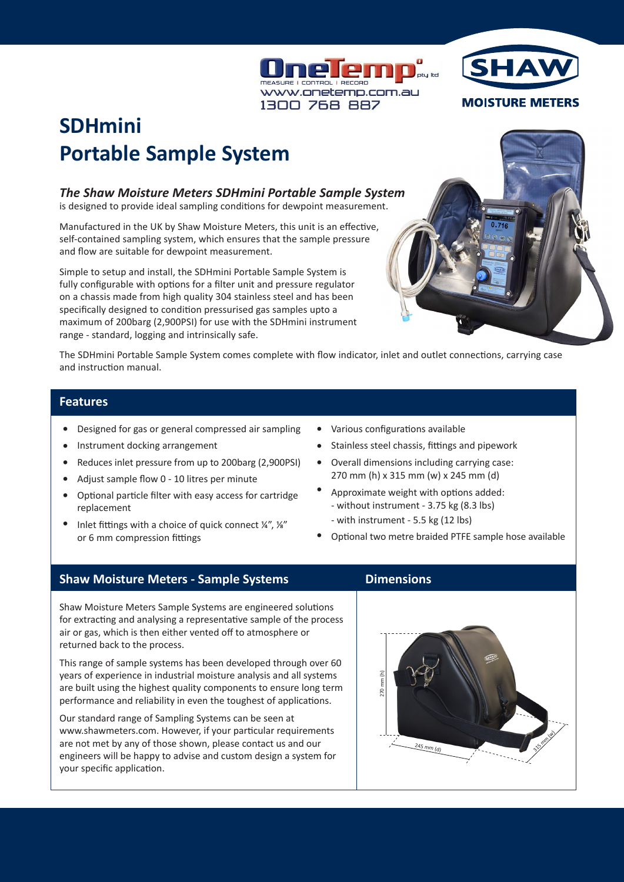OneTemp pty ltd
MEASURE | CONTROL | RECORD
www.onetemp.com.au
1300 768 887

SHAW
MOISTURE METERS

# SDHmini
# Portable Sample System

***The Shaw Moisture Meters SDHmini Portable Sample System*** is designed to provide ideal sampling conditions for dewpoint measurement.

Manufactured in the UK by Shaw Moisture Meters, this unit is an effective, self-contained sampling system, which ensures that the sample pressure and flow are suitable for dewpoint measurement.

Simple to setup and install, the SDHmini Portable Sample System is fully configurable with options for a filter unit and pressure regulator on a chassis made from high quality 304 stainless steel and has been specifically designed to condition pressurised gas samples upto a maximum of 200barg (2,900PSI) for use with the SDHmini instrument range - standard, logging and intrinsically safe.

The SDHmini Portable Sample System comes complete with flow indicator, inlet and outlet connections, carrying case and instruction manual.

## Features

- Designed for gas or general compressed air sampling
- Instrument docking arrangement
- Reduces inlet pressure from up to 200barg (2,900PSI)
- Adjust sample flow 0 - 10 litres per minute
- Optional particle filter with easy access for cartridge replacement
- Inlet fittings with a choice of quick connect ¼", ⅛" or 6 mm compression fittings
- Various configurations available
- Stainless steel chassis, fittings and pipework
- Overall dimensions including carrying case: 270 mm (h) x 315 mm (w) x 245 mm (d)
- Approximate weight with options added:
  - without instrument - 3.75 kg (8.3 lbs)
  - with instrument - 5.5 kg (12 lbs)
- Optional two metre braided PTFE sample hose available

## Shaw Moisture Meters - Sample Systems

Shaw Moisture Meters Sample Systems are engineered solutions for extracting and analysing a representative sample of the process air or gas, which is then either vented off to atmosphere or returned back to the process.

This range of sample systems has been developed through over 60 years of experience in industrial moisture analysis and all systems are built using the highest quality components to ensure long term performance and reliability in even the toughest of applications.

Our standard range of Sampling Systems can be seen at www.shawmeters.com. However, if your particular requirements are not met by any of those shown, please contact us and our engineers will be happy to advise and custom design a system for your specific application.

## Dimensions

270 mm (h)
245 mm (d)
315 mm (w)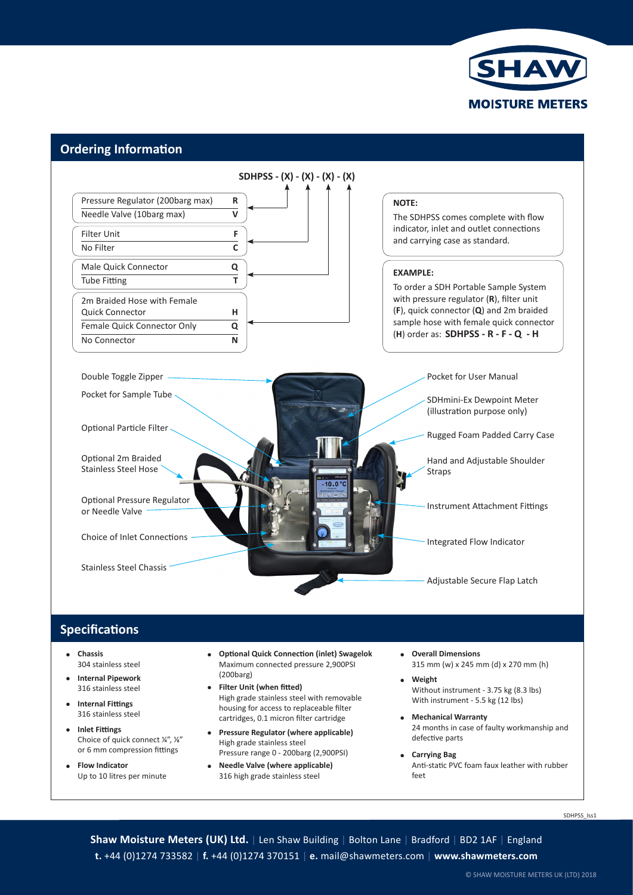## Ordering Information

**SDHPSS - (X) - (X) - (X) - (X)**

| | |
|---|---|
| Pressure Regulator (200barg max) | R |
| Needle Valve (10barg max) | V |

| | |
|---|---|
| Filter Unit | F |
| No Filter | C |

| | |
|---|---|
| Male Quick Connector | Q |
| Tube Fitting | T |

| | |
|---|---|
| 2m Braided Hose with Female Quick Connector | H |
| Female Quick Connector Only | Q |
| No Connector | N |

**NOTE:**

The SDHPSS comes complete with flow indicator, inlet and outlet connections and carrying case as standard.

**EXAMPLE:**

To order a SDH Portable Sample System with pressure regulator (**R**), filter unit (**F**), quick connector (**Q**) and 2m braided sample hose with female quick connector (**H**) order as: **SDHPSS - R - F - Q - H**

Double Toggle Zipper

Pocket for Sample Tube

Optional Particle Filter

Optional 2m Braided Stainless Steel Hose

Optional Pressure Regulator or Needle Valve

Choice of Inlet Connections

Stainless Steel Chassis

Pocket for User Manual

SDHmini-Ex Dewpoint Meter (illustration purpose only)

Rugged Foam Padded Carry Case

Hand and Adjustable Shoulder Straps

Instrument Attachment Fittings

Integrated Flow Indicator

Adjustable Secure Flap Latch

## Specifications

- **Chassis**
  304 stainless steel
- **Internal Pipework**
  316 stainless steel
- **Internal Fittings**
  316 stainless steel
- **Inlet Fittings**
  Choice of quick connect ¼", ⅛" or 6 mm compression fittings
- **Flow Indicator**
  Up to 10 litres per minute
- **Optional Quick Connection (inlet) Swagelok**
  Maximum connected pressure 2,900PSI (200barg)
- **Filter Unit (when fitted)**
  High grade stainless steel with removable housing for access to replaceable filter cartridges, 0.1 micron filter cartridge
- **Pressure Regulator (where applicable)**
  High grade stainless steel
  Pressure range 0 - 200barg (2,900PSI)
- **Needle Valve (where applicable)**
  316 high grade stainless steel
- **Overall Dimensions**
  315 mm (w) x 245 mm (d) x 270 mm (h)
- **Weight**
  Without instrument - 3.75 kg (8.3 lbs)
  With instrument - 5.5 kg (12 lbs)
- **Mechanical Warranty**
  24 months in case of faulty workmanship and defective parts
- **Carrying Bag**
  Anti-static PVC foam faux leather with rubber feet

SDHPSS_Iss1

**Shaw Moisture Meters (UK) Ltd.** | Len Shaw Building | Bolton Lane | Bradford | BD2 1AF | England
**t.** +44 (0)1274 733582 | **f.** +44 (0)1274 370151 | **e.** mail@shawmeters.com | **www.shawmeters.com**

© SHAW MOISTURE METERS UK (LTD) 2018